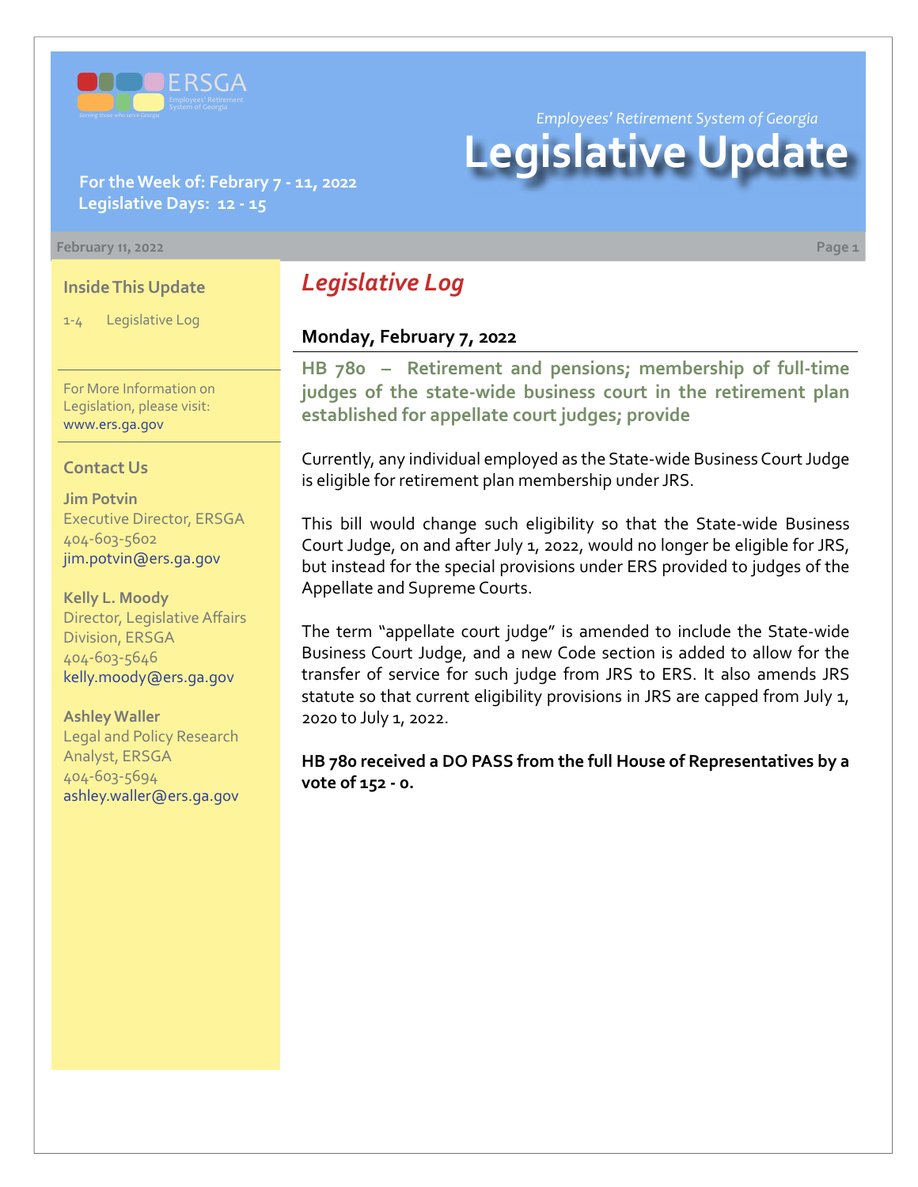ERSGA
Employees' Retirement System of Georgia
Serving those who serve Georgia

*Employees' Retirement System of Georgia*

# Legislative Update

**For the Week of: Febrary 7 - 11, 2022**
**Legislative Days: 12 - 15**

February 11, 2022

### Inside This Update

1-4 Legislative Log

For More Information on Legislation, please visit: www.ers.ga.gov

### Contact Us

**Jim Potvin**
Executive Director, ERSGA
404-603-5602
jim.potvin@ers.ga.gov

**Kelly L. Moody**
Director, Legislative Affairs Division, ERSGA
404-603-5646
kelly.moody@ers.ga.gov

**Ashley Waller**
Legal and Policy Research Analyst, ERSGA
404-603-5694
ashley.waller@ers.ga.gov

## *Legislative Log*

### Monday, February 7, 2022

#### HB 780 – Retirement and pensions; membership of full-time judges of the state-wide business court in the retirement plan established for appellate court judges; provide

Currently, any individual employed as the State-wide Business Court Judge is eligible for retirement plan membership under JRS.

This bill would change such eligibility so that the State-wide Business Court Judge, on and after July 1, 2022, would no longer be eligible for JRS, but instead for the special provisions under ERS provided to judges of the Appellate and Supreme Courts.

The term "appellate court judge" is amended to include the State-wide Business Court Judge, and a new Code section is added to allow for the transfer of service for such judge from JRS to ERS. It also amends JRS statute so that current eligibility provisions in JRS are capped from July 1, 2020 to July 1, 2022.

**HB 780 received a DO PASS from the full House of Representatives by a vote of 152 - 0.**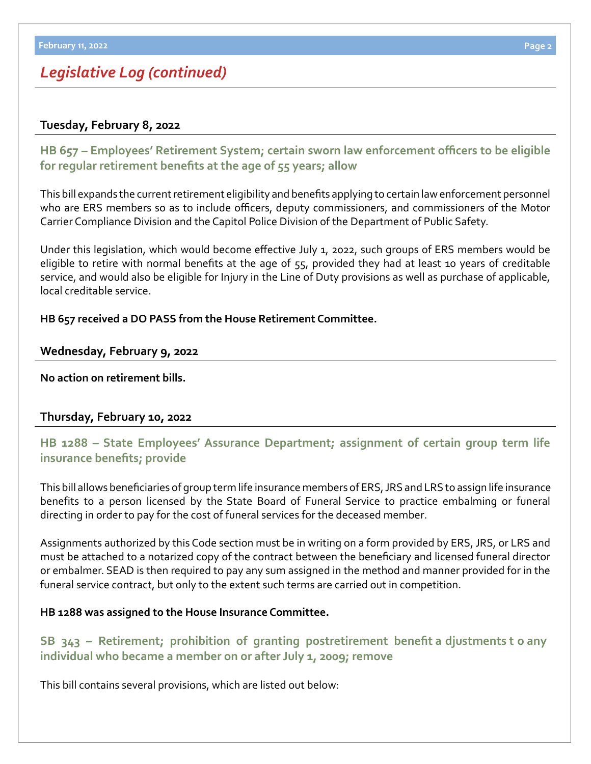## Legislative Log (continued)

### Tuesday, February 8, 2022

#### HB 657 – Employees' Retirement System; certain sworn law enforcement officers to be eligible for regular retirement benefits at the age of 55 years; allow

This bill expands the current retirement eligibility and benefits applying to certain law enforcement personnel who are ERS members so as to include officers, deputy commissioners, and commissioners of the Motor Carrier Compliance Division and the Capitol Police Division of the Department of Public Safety.

Under this legislation, which would become effective July 1, 2022, such groups of ERS members would be eligible to retire with normal benefits at the age of 55, provided they had at least 10 years of creditable service, and would also be eligible for Injury in the Line of Duty provisions as well as purchase of applicable, local creditable service.

**HB 657 received a DO PASS from the House Retirement Committee.**

### Wednesday, February 9, 2022

**No action on retirement bills.**

### Thursday, February 10, 2022

#### HB 1288 – State Employees' Assurance Department; assignment of certain group term life insurance benefits; provide

This bill allows beneficiaries of group term life insurance members of ERS, JRS and LRS to assign life insurance benefits to a person licensed by the State Board of Funeral Service to practice embalming or funeral directing in order to pay for the cost of funeral services for the deceased member.

Assignments authorized by this Code section must be in writing on a form provided by ERS, JRS, or LRS and must be attached to a notarized copy of the contract between the beneficiary and licensed funeral director or embalmer. SEAD is then required to pay any sum assigned in the method and manner provided for in the funeral service contract, but only to the extent such terms are carried out in competition.

**HB 1288 was assigned to the House Insurance Committee.**

#### SB 343 – Retirement; prohibition of granting postretirement benefit adjustments to any individual who became a member on or after July 1, 2009; remove

This bill contains several provisions, which are listed out below: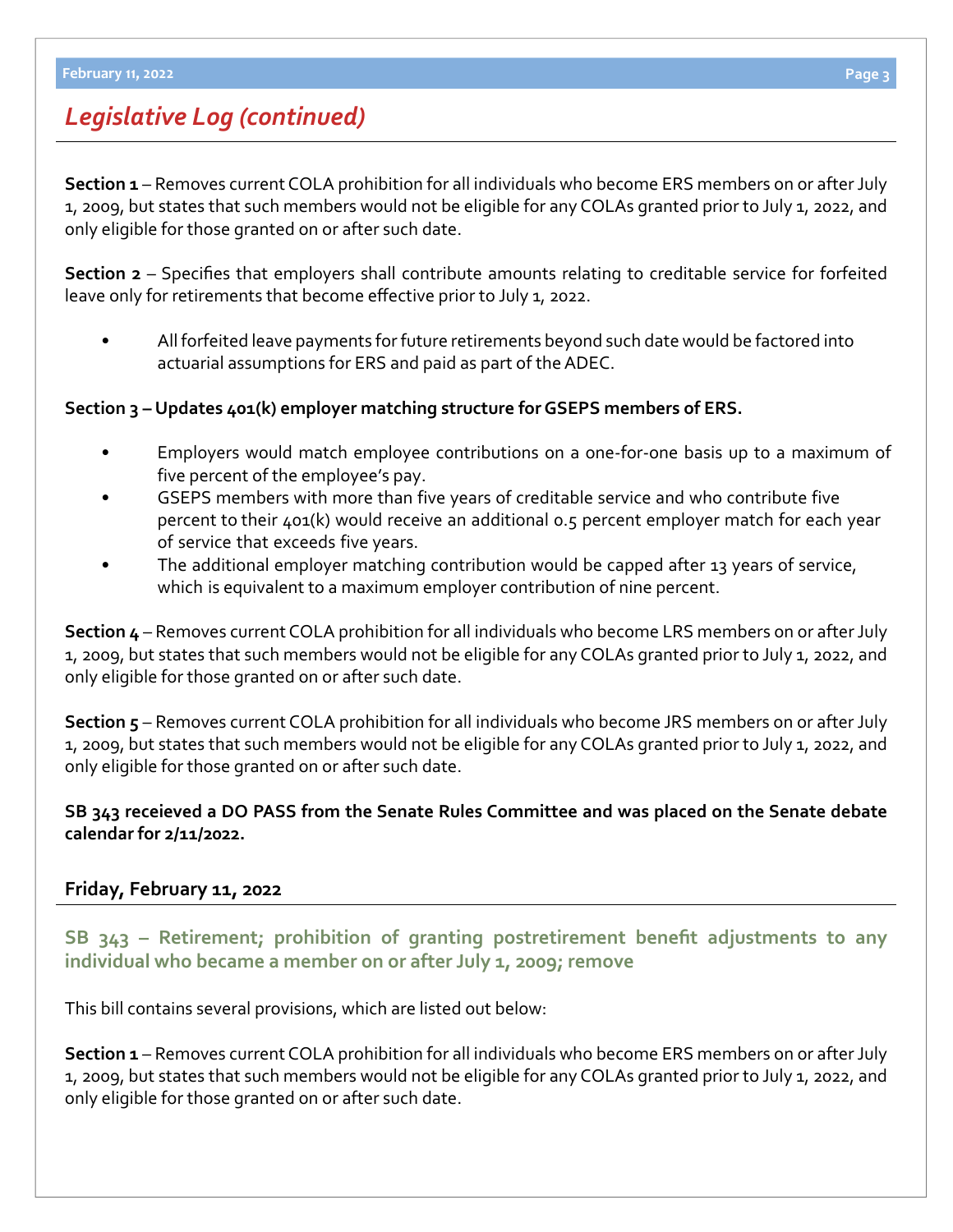## *Legislative Log (continued)*

**Section 1** – Removes current COLA prohibition for all individuals who become ERS members on or after July 1, 2009, but states that such members would not be eligible for any COLAs granted prior to July 1, 2022, and only eligible for those granted on or after such date.

**Section 2** – Specifies that employers shall contribute amounts relating to creditable service for forfeited leave only for retirements that become effective prior to July 1, 2022.

- All forfeited leave payments for future retirements beyond such date would be factored into actuarial assumptions for ERS and paid as part of the ADEC.

**Section 3 – Updates 401(k) employer matching structure for GSEPS members of ERS.**

- Employers would match employee contributions on a one-for-one basis up to a maximum of five percent of the employee's pay.
- GSEPS members with more than five years of creditable service and who contribute five percent to their 401(k) would receive an additional 0.5 percent employer match for each year of service that exceeds five years.
- The additional employer matching contribution would be capped after 13 years of service, which is equivalent to a maximum employer contribution of nine percent.

**Section 4** – Removes current COLA prohibition for all individuals who become LRS members on or after July 1, 2009, but states that such members would not be eligible for any COLAs granted prior to July 1, 2022, and only eligible for those granted on or after such date.

**Section 5** – Removes current COLA prohibition for all individuals who become JRS members on or after July 1, 2009, but states that such members would not be eligible for any COLAs granted prior to July 1, 2022, and only eligible for those granted on or after such date.

**SB 343 receieved a DO PASS from the Senate Rules Committee and was placed on the Senate debate calendar for 2/11/2022.**

### Friday, February 11, 2022

### SB 343 – Retirement; prohibition of granting postretirement benefit adjustments to any individual who became a member on or after July 1, 2009; remove

This bill contains several provisions, which are listed out below:

**Section 1** – Removes current COLA prohibition for all individuals who become ERS members on or after July 1, 2009, but states that such members would not be eligible for any COLAs granted prior to July 1, 2022, and only eligible for those granted on or after such date.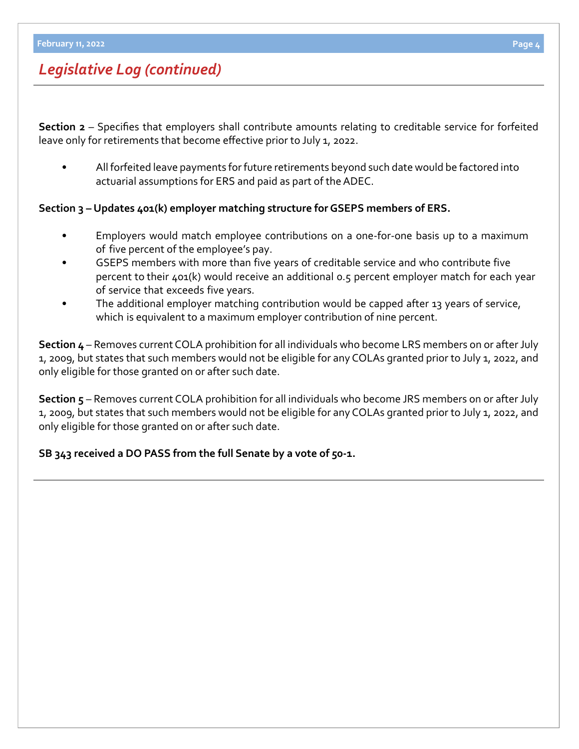## *Legislative Log (continued)*

**Section 2** – Specifies that employers shall contribute amounts relating to creditable service for forfeited leave only for retirements that become effective prior to July 1, 2022.

- All forfeited leave payments for future retirements beyond such date would be factored into actuarial assumptions for ERS and paid as part of the ADEC.

**Section 3 – Updates 401(k) employer matching structure for GSEPS members of ERS.**

- Employers would match employee contributions on a one-for-one basis up to a maximum of five percent of the employee's pay.
- GSEPS members with more than five years of creditable service and who contribute five percent to their 401(k) would receive an additional 0.5 percent employer match for each year of service that exceeds five years.
- The additional employer matching contribution would be capped after 13 years of service, which is equivalent to a maximum employer contribution of nine percent.

**Section 4** – Removes current COLA prohibition for all individuals who become LRS members on or after July 1, 2009, but states that such members would not be eligible for any COLAs granted prior to July 1, 2022, and only eligible for those granted on or after such date.

**Section 5** – Removes current COLA prohibition for all individuals who become JRS members on or after July 1, 2009, but states that such members would not be eligible for any COLAs granted prior to July 1, 2022, and only eligible for those granted on or after such date.

**SB 343 received a DO PASS from the full Senate by a vote of 50-1.**